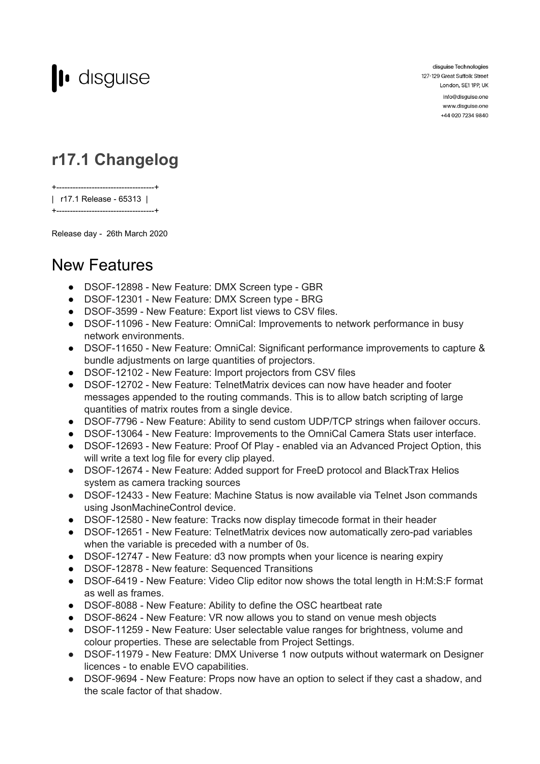disguise Technologies
127-129 Great Suffolk Street
London, SE1 1PP, UK
info@disguise.one
www.disguise.one
+44 020 7234 9840

# r17.1 Changelog

```
+------------------------------------+
|  r17.1 Release - 65313  |
+------------------------------------+
```

Release day - 26th March 2020

## New Features

- DSOF-12898 - New Feature: DMX Screen type - GBR
- DSOF-12301 - New Feature: DMX Screen type - BRG
- DSOF-3599 - New Feature: Export list views to CSV files.
- DSOF-11096 - New Feature: OmniCal: Improvements to network performance in busy network environments.
- DSOF-11650 - New Feature: OmniCal: Significant performance improvements to capture & bundle adjustments on large quantities of projectors.
- DSOF-12102 - New Feature: Import projectors from CSV files
- DSOF-12702 - New Feature: TelnetMatrix devices can now have header and footer messages appended to the routing commands. This is to allow batch scripting of large quantities of matrix routes from a single device.
- DSOF-7796 - New Feature: Ability to send custom UDP/TCP strings when failover occurs.
- DSOF-13064 - New Feature: Improvements to the OmniCal Camera Stats user interface.
- DSOF-12693 - New Feature: Proof Of Play - enabled via an Advanced Project Option, this will write a text log file for every clip played.
- DSOF-12674 - New Feature: Added support for FreeD protocol and BlackTrax Helios system as camera tracking sources
- DSOF-12433 - New Feature: Machine Status is now available via Telnet Json commands using JsonMachineControl device.
- DSOF-12580 - New feature: Tracks now display timecode format in their header
- DSOF-12651 - New Feature: TelnetMatrix devices now automatically zero-pad variables when the variable is preceded with a number of 0s.
- DSOF-12747 - New Feature: d3 now prompts when your licence is nearing expiry
- DSOF-12878 - New feature: Sequenced Transitions
- DSOF-6419 - New Feature: Video Clip editor now shows the total length in H:M:S:F format as well as frames.
- DSOF-8088 - New Feature: Ability to define the OSC heartbeat rate
- DSOF-8624 - New Feature: VR now allows you to stand on venue mesh objects
- DSOF-11259 - New Feature: User selectable value ranges for brightness, volume and colour properties. These are selectable from Project Settings.
- DSOF-11979 - New Feature: DMX Universe 1 now outputs without watermark on Designer licences - to enable EVO capabilities.
- DSOF-9694 - New Feature: Props now have an option to select if they cast a shadow, and the scale factor of that shadow.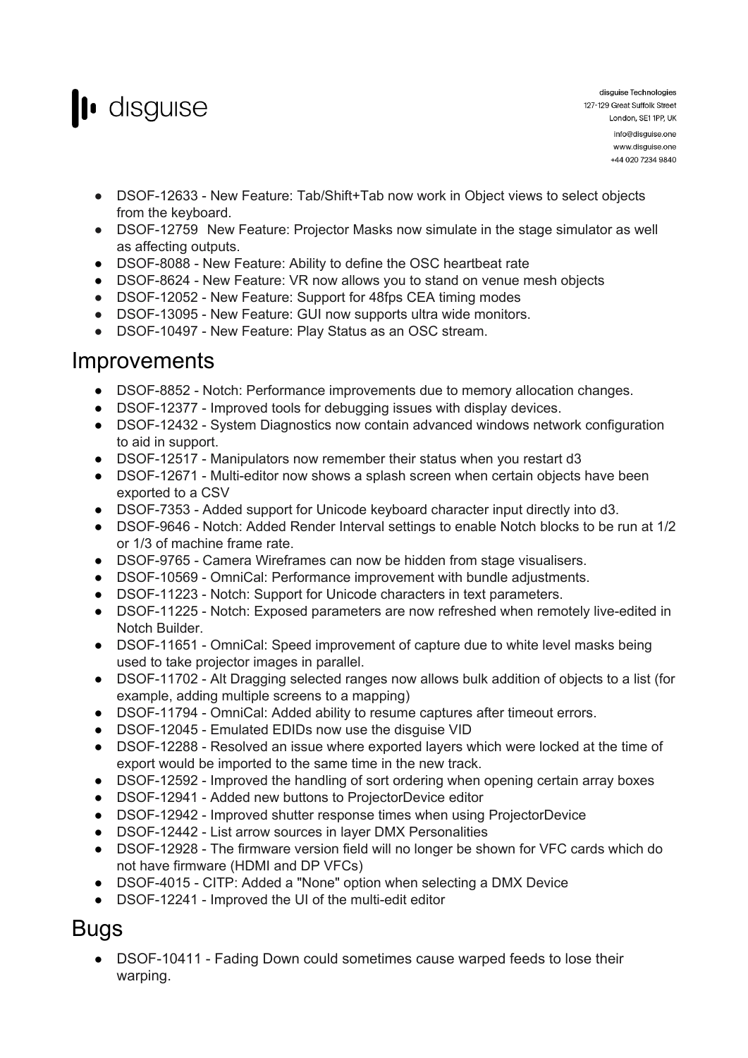- DSOF-12633 - New Feature: Tab/Shift+Tab now work in Object views to select objects from the keyboard.
- DSOF-12759  New Feature: Projector Masks now simulate in the stage simulator as well as affecting outputs.
- DSOF-8088 - New Feature: Ability to define the OSC heartbeat rate
- DSOF-8624 - New Feature: VR now allows you to stand on venue mesh objects
- DSOF-12052 - New Feature: Support for 48fps CEA timing modes
- DSOF-13095 - New Feature: GUI now supports ultra wide monitors.
- DSOF-10497 - New Feature: Play Status as an OSC stream.

# Improvements

- DSOF-8852 - Notch: Performance improvements due to memory allocation changes.
- DSOF-12377 - Improved tools for debugging issues with display devices.
- DSOF-12432 - System Diagnostics now contain advanced windows network configuration to aid in support.
- DSOF-12517 - Manipulators now remember their status when you restart d3
- DSOF-12671 - Multi-editor now shows a splash screen when certain objects have been exported to a CSV
- DSOF-7353 - Added support for Unicode keyboard character input directly into d3.
- DSOF-9646 - Notch: Added Render Interval settings to enable Notch blocks to be run at 1/2 or 1/3 of machine frame rate.
- DSOF-9765 - Camera Wireframes can now be hidden from stage visualisers.
- DSOF-10569 - OmniCal: Performance improvement with bundle adjustments.
- DSOF-11223 - Notch: Support for Unicode characters in text parameters.
- DSOF-11225 - Notch: Exposed parameters are now refreshed when remotely live-edited in Notch Builder.
- DSOF-11651 - OmniCal: Speed improvement of capture due to white level masks being used to take projector images in parallel.
- DSOF-11702 - Alt Dragging selected ranges now allows bulk addition of objects to a list (for example, adding multiple screens to a mapping)
- DSOF-11794 - OmniCal: Added ability to resume captures after timeout errors.
- DSOF-12045 - Emulated EDIDs now use the disguise VID
- DSOF-12288 - Resolved an issue where exported layers which were locked at the time of export would be imported to the same time in the new track.
- DSOF-12592 - Improved the handling of sort ordering when opening certain array boxes
- DSOF-12941 - Added new buttons to ProjectorDevice editor
- DSOF-12942 - Improved shutter response times when using ProjectorDevice
- DSOF-12442 - List arrow sources in layer DMX Personalities
- DSOF-12928 - The firmware version field will no longer be shown for VFC cards which do not have firmware (HDMI and DP VFCs)
- DSOF-4015 - CITP: Added a "None" option when selecting a DMX Device
- DSOF-12241 - Improved the UI of the multi-edit editor

# Bugs

- DSOF-10411 - Fading Down could sometimes cause warped feeds to lose their warping.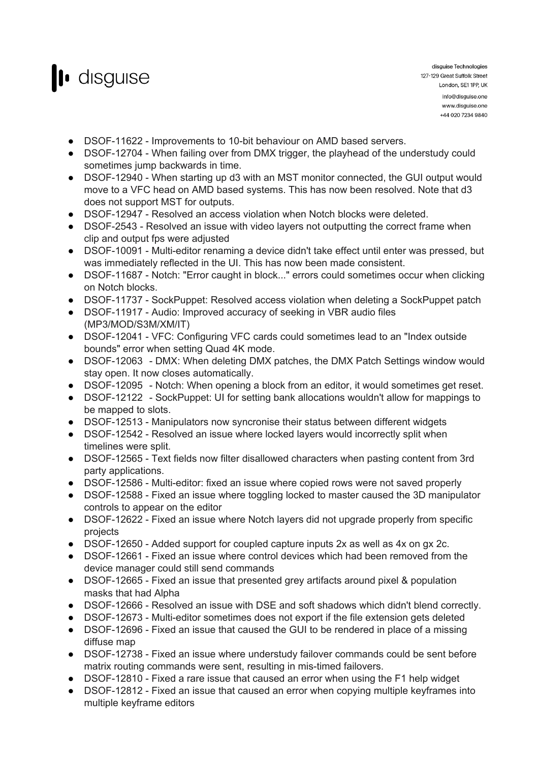- DSOF-11622 - Improvements to 10-bit behaviour on AMD based servers.
- DSOF-12704 - When failing over from DMX trigger, the playhead of the understudy could sometimes jump backwards in time.
- DSOF-12940 - When starting up d3 with an MST monitor connected, the GUI output would move to a VFC head on AMD based systems. This has now been resolved. Note that d3 does not support MST for outputs.
- DSOF-12947 - Resolved an access violation when Notch blocks were deleted.
- DSOF-2543 - Resolved an issue with video layers not outputting the correct frame when clip and output fps were adjusted
- DSOF-10091 - Multi-editor renaming a device didn't take effect until enter was pressed, but was immediately reflected in the UI. This has now been made consistent.
- DSOF-11687 - Notch: "Error caught in block..." errors could sometimes occur when clicking on Notch blocks.
- DSOF-11737 - SockPuppet: Resolved access violation when deleting a SockPuppet patch
- DSOF-11917 - Audio: Improved accuracy of seeking in VBR audio files (MP3/MOD/S3M/XM/IT)
- DSOF-12041 - VFC: Configuring VFC cards could sometimes lead to an "Index outside bounds" error when setting Quad 4K mode.
- DSOF-12063 - DMX: When deleting DMX patches, the DMX Patch Settings window would stay open. It now closes automatically.
- DSOF-12095 - Notch: When opening a block from an editor, it would sometimes get reset.
- DSOF-12122 - SockPuppet: UI for setting bank allocations wouldn't allow for mappings to be mapped to slots.
- DSOF-12513 - Manipulators now syncronise their status between different widgets
- DSOF-12542 - Resolved an issue where locked layers would incorrectly split when timelines were split.
- DSOF-12565 - Text fields now filter disallowed characters when pasting content from 3rd party applications.
- DSOF-12586 - Multi-editor: fixed an issue where copied rows were not saved properly
- DSOF-12588 - Fixed an issue where toggling locked to master caused the 3D manipulator controls to appear on the editor
- DSOF-12622 - Fixed an issue where Notch layers did not upgrade properly from specific projects
- DSOF-12650 - Added support for coupled capture inputs 2x as well as 4x on gx 2c.
- DSOF-12661 - Fixed an issue where control devices which had been removed from the device manager could still send commands
- DSOF-12665 - Fixed an issue that presented grey artifacts around pixel & population masks that had Alpha
- DSOF-12666 - Resolved an issue with DSE and soft shadows which didn't blend correctly.
- DSOF-12673 - Multi-editor sometimes does not export if the file extension gets deleted
- DSOF-12696 - Fixed an issue that caused the GUI to be rendered in place of a missing diffuse map
- DSOF-12738 - Fixed an issue where understudy failover commands could be sent before matrix routing commands were sent, resulting in mis-timed failovers.
- DSOF-12810 - Fixed a rare issue that caused an error when using the F1 help widget
- DSOF-12812 - Fixed an issue that caused an error when copying multiple keyframes into multiple keyframe editors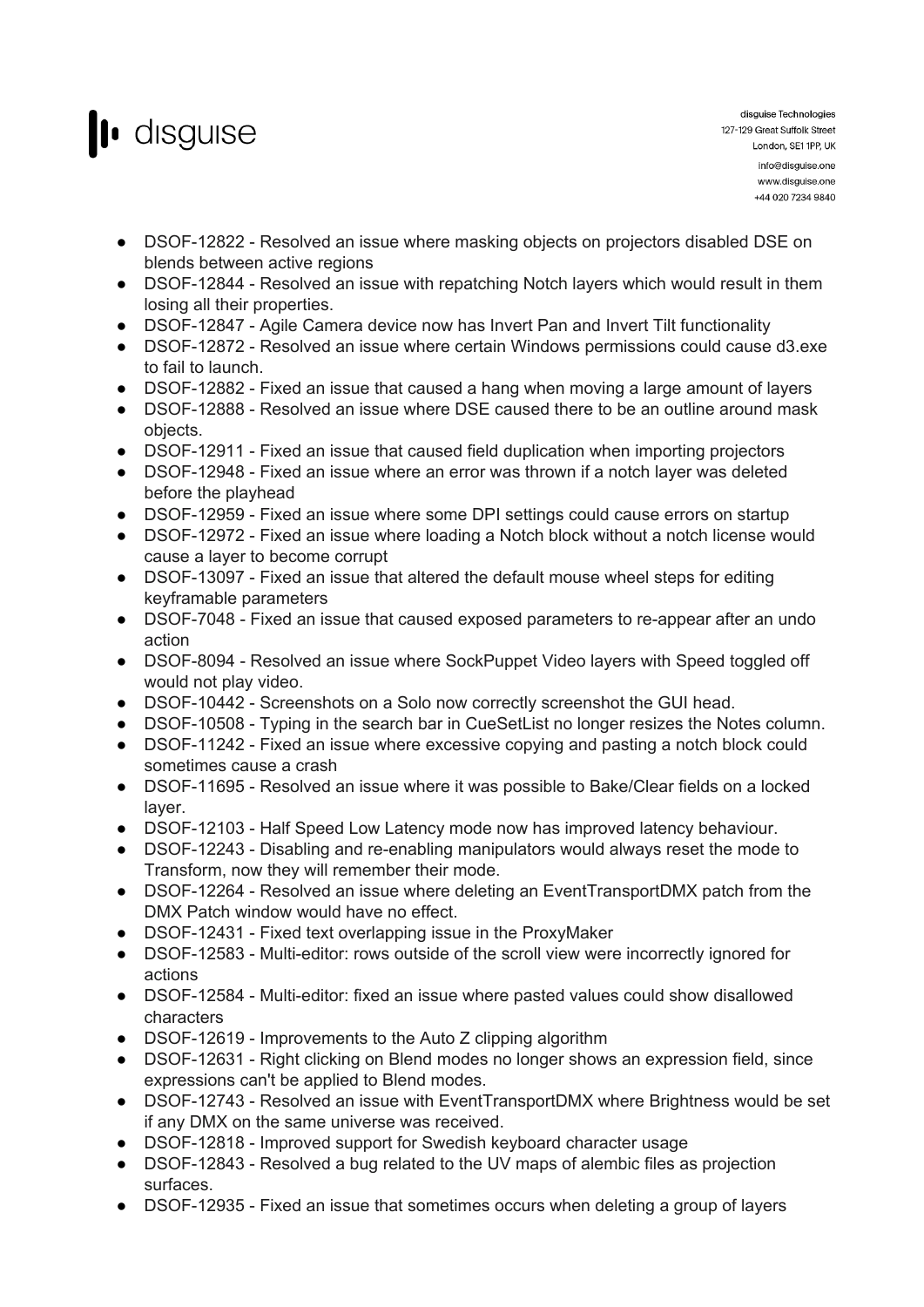- DSOF-12822 - Resolved an issue where masking objects on projectors disabled DSE on blends between active regions
- DSOF-12844 - Resolved an issue with repatching Notch layers which would result in them losing all their properties.
- DSOF-12847 - Agile Camera device now has Invert Pan and Invert Tilt functionality
- DSOF-12872 - Resolved an issue where certain Windows permissions could cause d3.exe to fail to launch.
- DSOF-12882 - Fixed an issue that caused a hang when moving a large amount of layers
- DSOF-12888 - Resolved an issue where DSE caused there to be an outline around mask objects.
- DSOF-12911 - Fixed an issue that caused field duplication when importing projectors
- DSOF-12948 - Fixed an issue where an error was thrown if a notch layer was deleted before the playhead
- DSOF-12959 - Fixed an issue where some DPI settings could cause errors on startup
- DSOF-12972 - Fixed an issue where loading a Notch block without a notch license would cause a layer to become corrupt
- DSOF-13097 - Fixed an issue that altered the default mouse wheel steps for editing keyframable parameters
- DSOF-7048 - Fixed an issue that caused exposed parameters to re-appear after an undo action
- DSOF-8094 - Resolved an issue where SockPuppet Video layers with Speed toggled off would not play video.
- DSOF-10442 - Screenshots on a Solo now correctly screenshot the GUI head.
- DSOF-10508 - Typing in the search bar in CueSetList no longer resizes the Notes column.
- DSOF-11242 - Fixed an issue where excessive copying and pasting a notch block could sometimes cause a crash
- DSOF-11695 - Resolved an issue where it was possible to Bake/Clear fields on a locked layer.
- DSOF-12103 - Half Speed Low Latency mode now has improved latency behaviour.
- DSOF-12243 - Disabling and re-enabling manipulators would always reset the mode to Transform, now they will remember their mode.
- DSOF-12264 - Resolved an issue where deleting an EventTransportDMX patch from the DMX Patch window would have no effect.
- DSOF-12431 - Fixed text overlapping issue in the ProxyMaker
- DSOF-12583 - Multi-editor: rows outside of the scroll view were incorrectly ignored for actions
- DSOF-12584 - Multi-editor: fixed an issue where pasted values could show disallowed characters
- DSOF-12619 - Improvements to the Auto Z clipping algorithm
- DSOF-12631 - Right clicking on Blend modes no longer shows an expression field, since expressions can't be applied to Blend modes.
- DSOF-12743 - Resolved an issue with EventTransportDMX where Brightness would be set if any DMX on the same universe was received.
- DSOF-12818 - Improved support for Swedish keyboard character usage
- DSOF-12843 - Resolved a bug related to the UV maps of alembic files as projection surfaces.
- DSOF-12935 - Fixed an issue that sometimes occurs when deleting a group of layers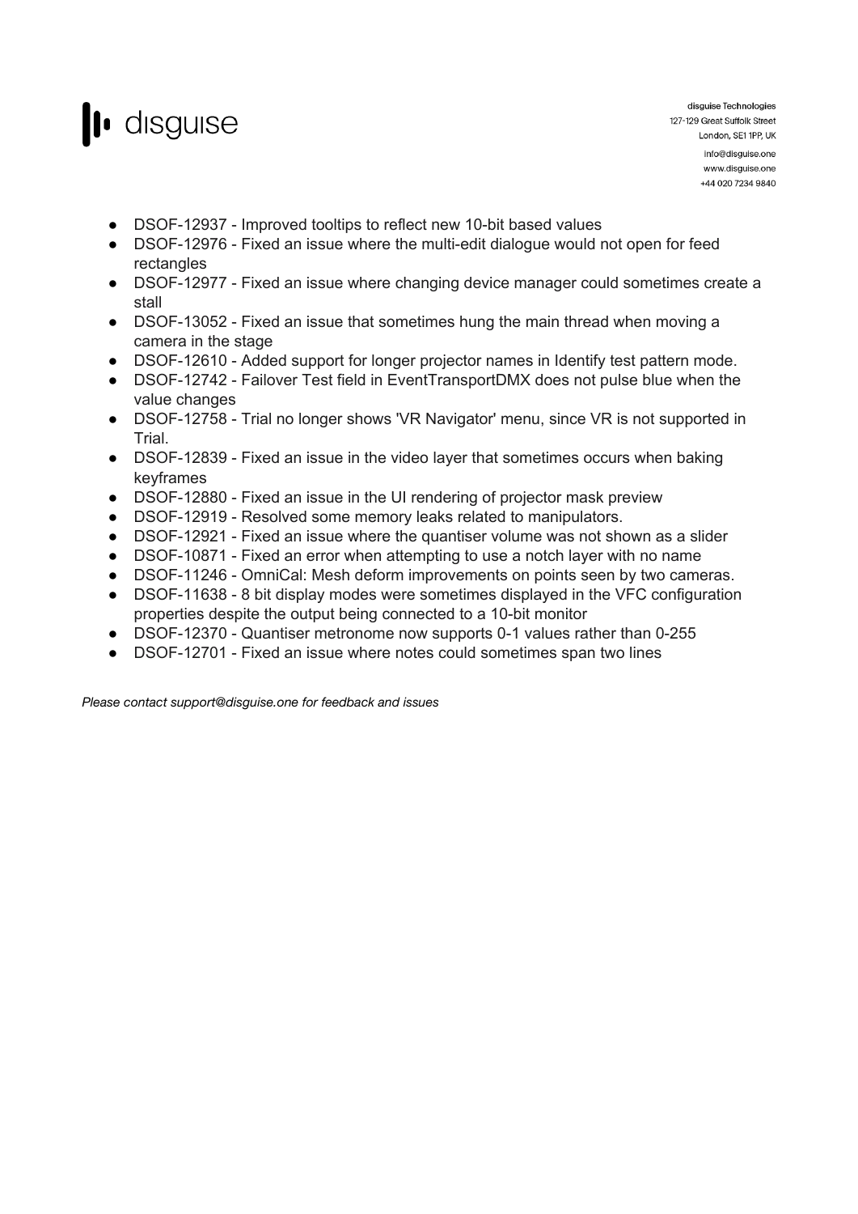- DSOF-12937 - Improved tooltips to reflect new 10-bit based values
- DSOF-12976 - Fixed an issue where the multi-edit dialogue would not open for feed rectangles
- DSOF-12977 - Fixed an issue where changing device manager could sometimes create a stall
- DSOF-13052 - Fixed an issue that sometimes hung the main thread when moving a camera in the stage
- DSOF-12610 - Added support for longer projector names in Identify test pattern mode.
- DSOF-12742 - Failover Test field in EventTransportDMX does not pulse blue when the value changes
- DSOF-12758 - Trial no longer shows 'VR Navigator' menu, since VR is not supported in Trial.
- DSOF-12839 - Fixed an issue in the video layer that sometimes occurs when baking keyframes
- DSOF-12880 - Fixed an issue in the UI rendering of projector mask preview
- DSOF-12919 - Resolved some memory leaks related to manipulators.
- DSOF-12921 - Fixed an issue where the quantiser volume was not shown as a slider
- DSOF-10871 - Fixed an error when attempting to use a notch layer with no name
- DSOF-11246 - OmniCal: Mesh deform improvements on points seen by two cameras.
- DSOF-11638 - 8 bit display modes were sometimes displayed in the VFC configuration properties despite the output being connected to a 10-bit monitor
- DSOF-12370 - Quantiser metronome now supports 0-1 values rather than 0-255
- DSOF-12701 - Fixed an issue where notes could sometimes span two lines

*Please contact support@disguise.one for feedback and issues*